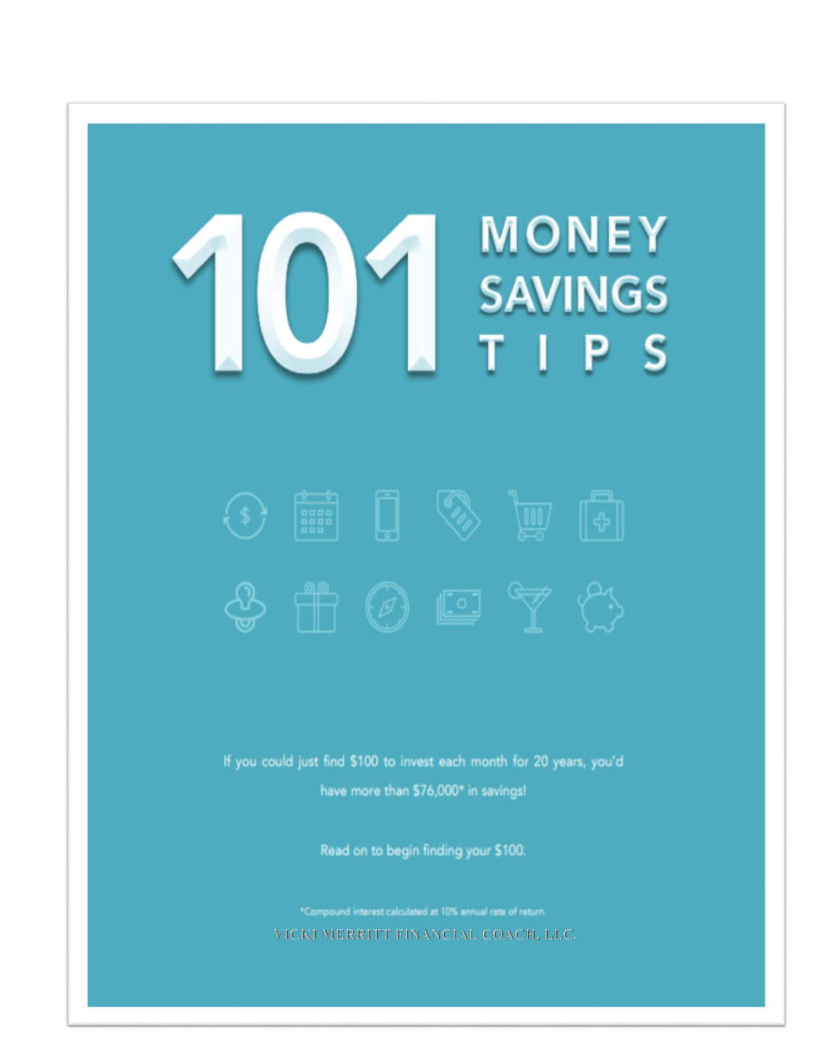# 101 MONEY SAVINGS TIPS

If you could just find $100 to invest each month for 20 years, you'd have more than $76,000* in savings!

Read on to begin finding your $100.

*Compound interest calculated at 10% annual rate of return.

VICKI MERRITT FINANCIAL COACH, LLC.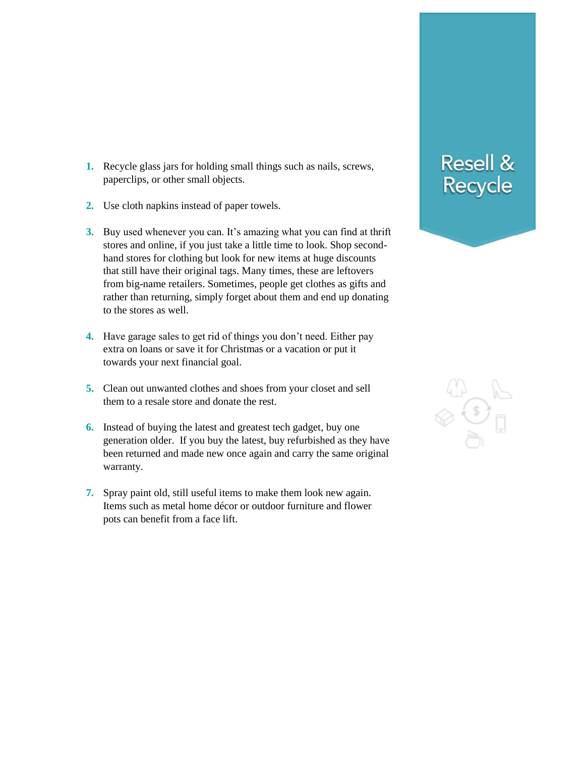# Resell & Recycle

1. Recycle glass jars for holding small things such as nails, screws, paperclips, or other small objects.

2. Use cloth napkins instead of paper towels.

3. Buy used whenever you can. It's amazing what you can find at thrift stores and online, if you just take a little time to look. Shop second-hand stores for clothing but look for new items at huge discounts that still have their original tags. Many times, these are leftovers from big-name retailers. Sometimes, people get clothes as gifts and rather than returning, simply forget about them and end up donating to the stores as well.

4. Have garage sales to get rid of things you don't need. Either pay extra on loans or save it for Christmas or a vacation or put it towards your next financial goal.

5. Clean out unwanted clothes and shoes from your closet and sell them to a resale store and donate the rest.

6. Instead of buying the latest and greatest tech gadget, buy one generation older. If you buy the latest, buy refurbished as they have been returned and made new once again and carry the same original warranty.

7. Spray paint old, still useful items to make them look new again. Items such as metal home décor or outdoor furniture and flower pots can benefit from a face lift.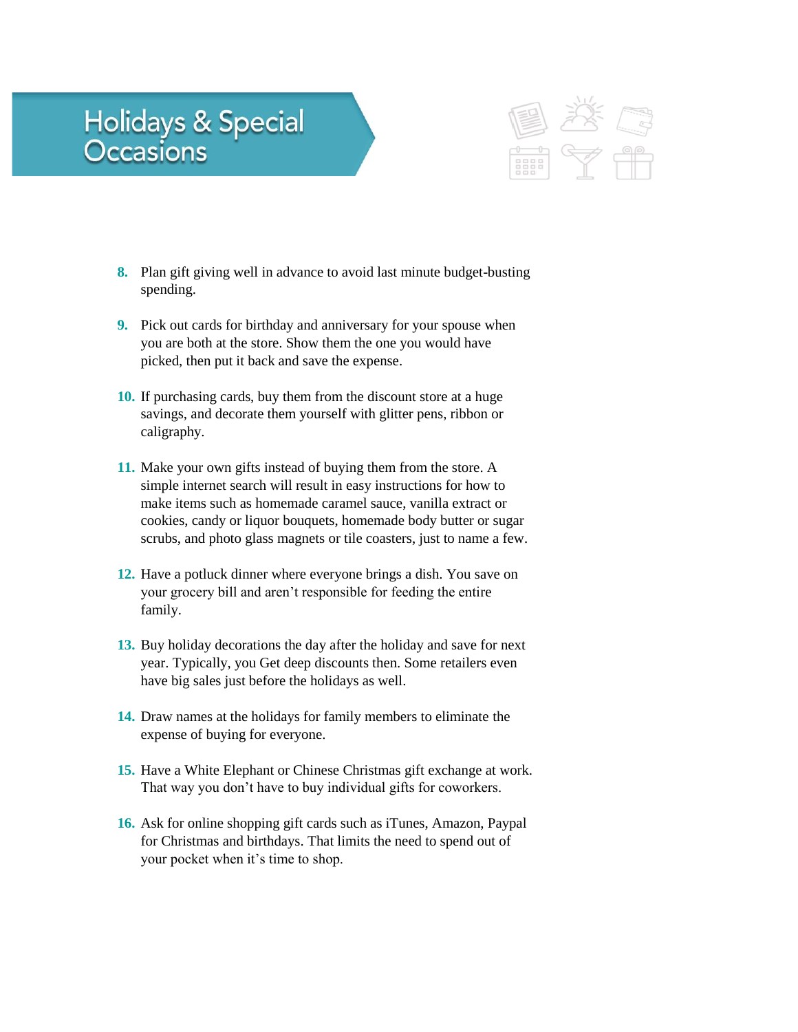# Holidays & Special Occasions

8. Plan gift giving well in advance to avoid last minute budget-busting spending.

9. Pick out cards for birthday and anniversary for your spouse when you are both at the store. Show them the one you would have picked, then put it back and save the expense.

10. If purchasing cards, buy them from the discount store at a huge savings, and decorate them yourself with glitter pens, ribbon or caligraphy.

11. Make your own gifts instead of buying them from the store. A simple internet search will result in easy instructions for how to make items such as homemade caramel sauce, vanilla extract or cookies, candy or liquor bouquets, homemade body butter or sugar scrubs, and photo glass magnets or tile coasters, just to name a few.

12. Have a potluck dinner where everyone brings a dish. You save on your grocery bill and aren't responsible for feeding the entire family.

13. Buy holiday decorations the day after the holiday and save for next year. Typically, you Get deep discounts then. Some retailers even have big sales just before the holidays as well.

14. Draw names at the holidays for family members to eliminate the expense of buying for everyone.

15. Have a White Elephant or Chinese Christmas gift exchange at work. That way you don't have to buy individual gifts for coworkers.

16. Ask for online shopping gift cards such as iTunes, Amazon, Paypal for Christmas and birthdays. That limits the need to spend out of your pocket when it's time to shop.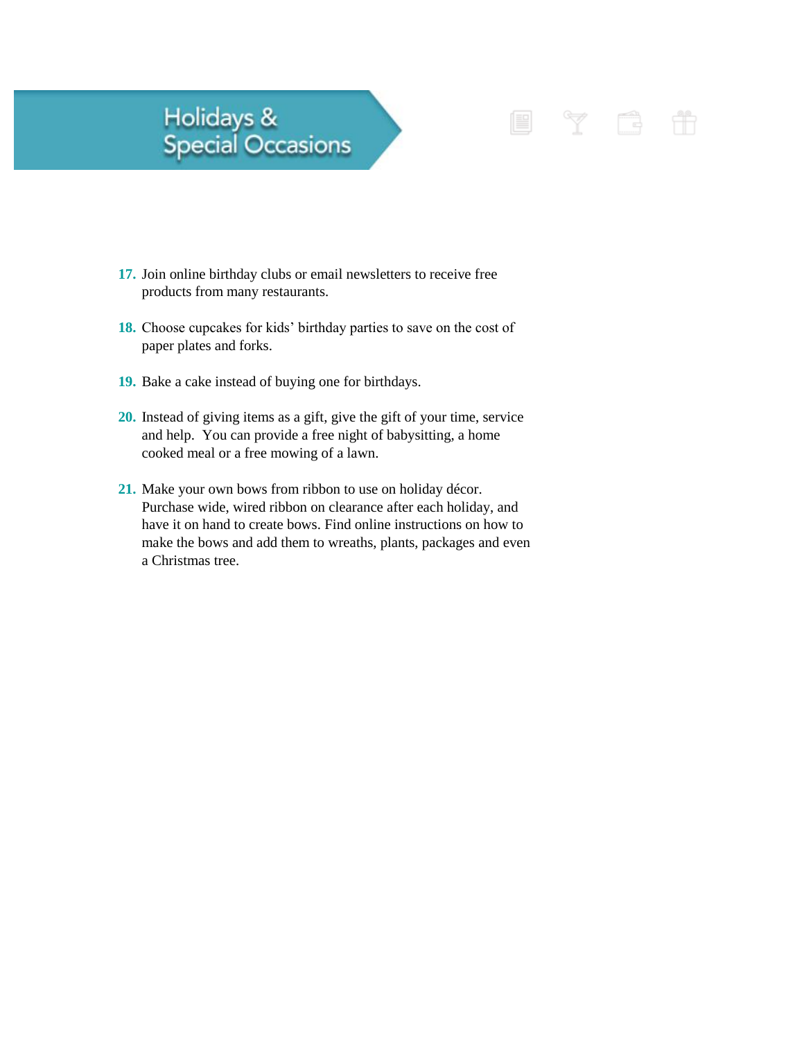# Holidays & Special Occasions

17. Join online birthday clubs or email newsletters to receive free products from many restaurants.

18. Choose cupcakes for kids' birthday parties to save on the cost of paper plates and forks.

19. Bake a cake instead of buying one for birthdays.

20. Instead of giving items as a gift, give the gift of your time, service and help. You can provide a free night of babysitting, a home cooked meal or a free mowing of a lawn.

21. Make your own bows from ribbon to use on holiday décor. Purchase wide, wired ribbon on clearance after each holiday, and have it on hand to create bows. Find online instructions on how to make the bows and add them to wreaths, plants, packages and even a Christmas tree.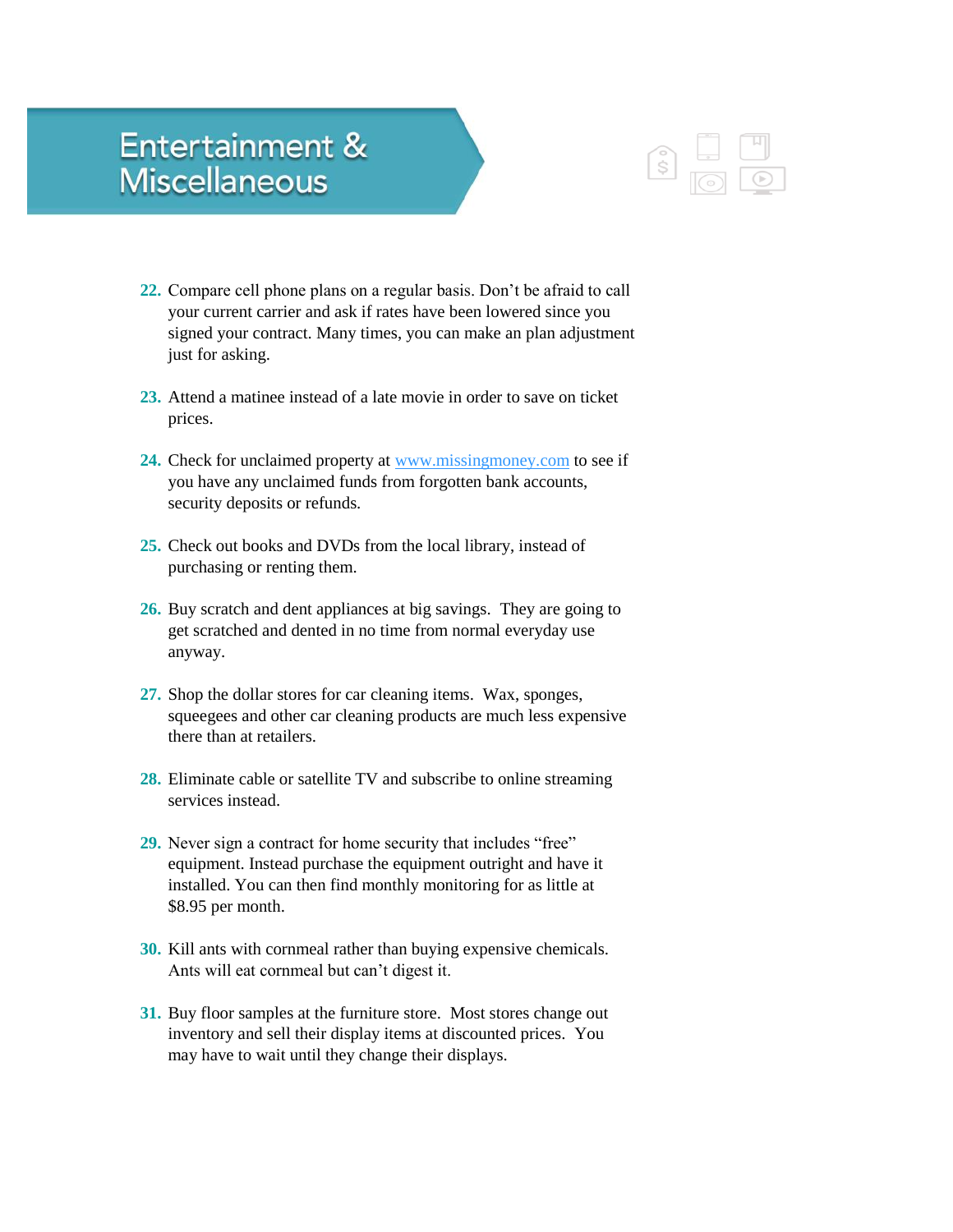# Entertainment & Miscellaneous

22. Compare cell phone plans on a regular basis. Don't be afraid to call your current carrier and ask if rates have been lowered since you signed your contract. Many times, you can make an plan adjustment just for asking.

23. Attend a matinee instead of a late movie in order to save on ticket prices.

24. Check for unclaimed property at www.missingmoney.com to see if you have any unclaimed funds from forgotten bank accounts, security deposits or refunds.

25. Check out books and DVDs from the local library, instead of purchasing or renting them.

26. Buy scratch and dent appliances at big savings. They are going to get scratched and dented in no time from normal everyday use anyway.

27. Shop the dollar stores for car cleaning items. Wax, sponges, squeegees and other car cleaning products are much less expensive there than at retailers.

28. Eliminate cable or satellite TV and subscribe to online streaming services instead.

29. Never sign a contract for home security that includes "free" equipment. Instead purchase the equipment outright and have it installed. You can then find monthly monitoring for as little at $8.95 per month.

30. Kill ants with cornmeal rather than buying expensive chemicals. Ants will eat cornmeal but can't digest it.

31. Buy floor samples at the furniture store. Most stores change out inventory and sell their display items at discounted prices. You may have to wait until they change their displays.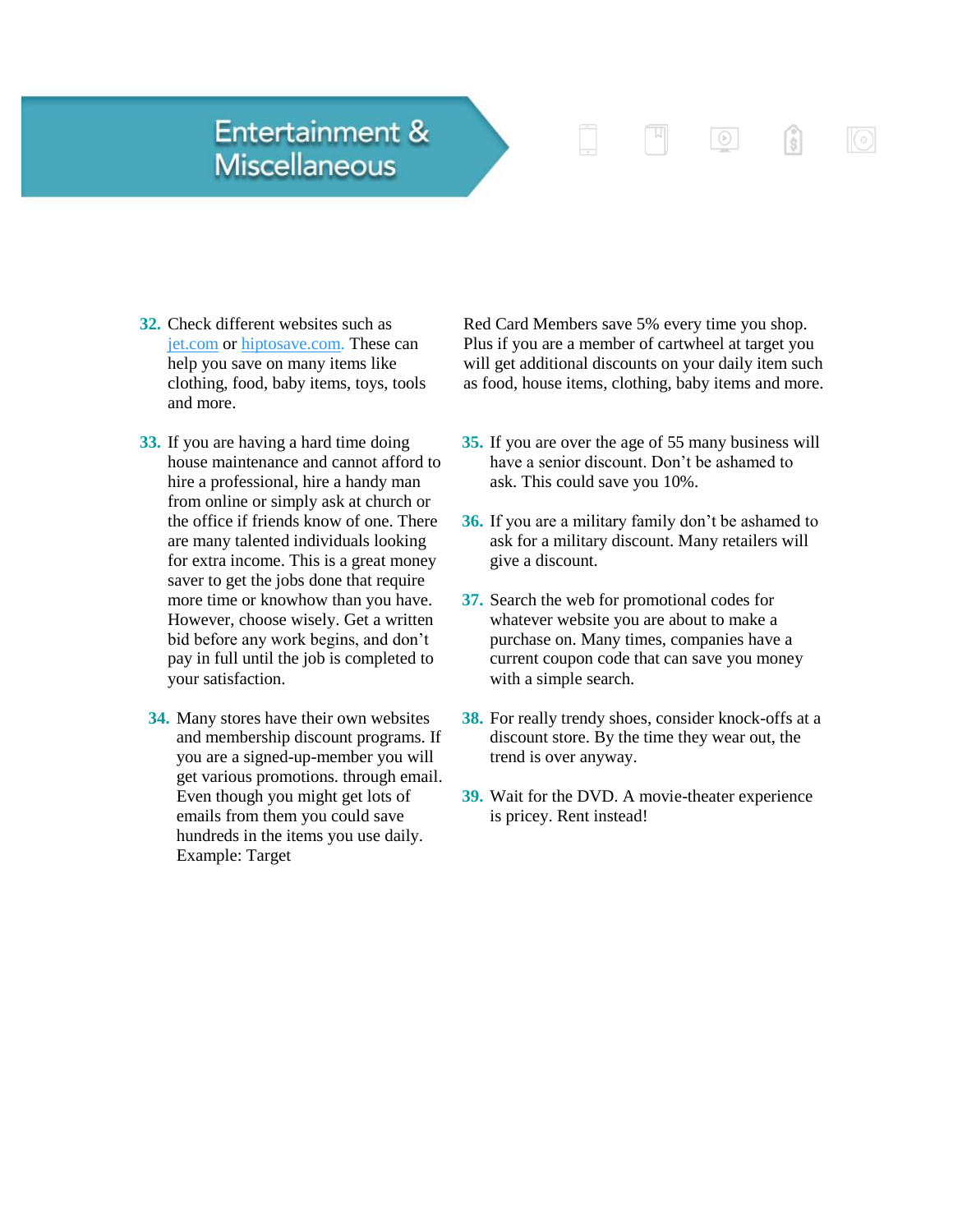# Entertainment & Miscellaneous

32. Check different websites such as [jet.com](jet.com) or [hiptosave.com.](hiptosave.com) These can help you save on many items like clothing, food, baby items, toys, tools and more.

33. If you are having a hard time doing house maintenance and cannot afford to hire a professional, hire a handy man from online or simply ask at church or the office if friends know of one. There are many talented individuals looking for extra income. This is a great money saver to get the jobs done that require more time or knowhow than you have. However, choose wisely. Get a written bid before any work begins, and don't pay in full until the job is completed to your satisfaction.

34. Many stores have their own websites and membership discount programs. If you are a signed-up-member you will get various promotions. through email. Even though you might get lots of emails from them you could save hundreds in the items you use daily. Example: Target Red Card Members save 5% every time you shop. Plus if you are a member of cartwheel at target you will get additional discounts on your daily item such as food, house items, clothing, baby items and more.

35. If you are over the age of 55 many business will have a senior discount. Don't be ashamed to ask. This could save you 10%.

36. If you are a military family don't be ashamed to ask for a military discount. Many retailers will give a discount.

37. Search the web for promotional codes for whatever website you are about to make a purchase on. Many times, companies have a current coupon code that can save you money with a simple search.

38. For really trendy shoes, consider knock-offs at a discount store. By the time they wear out, the trend is over anyway.

39. Wait for the DVD. A movie-theater experience is pricey. Rent instead!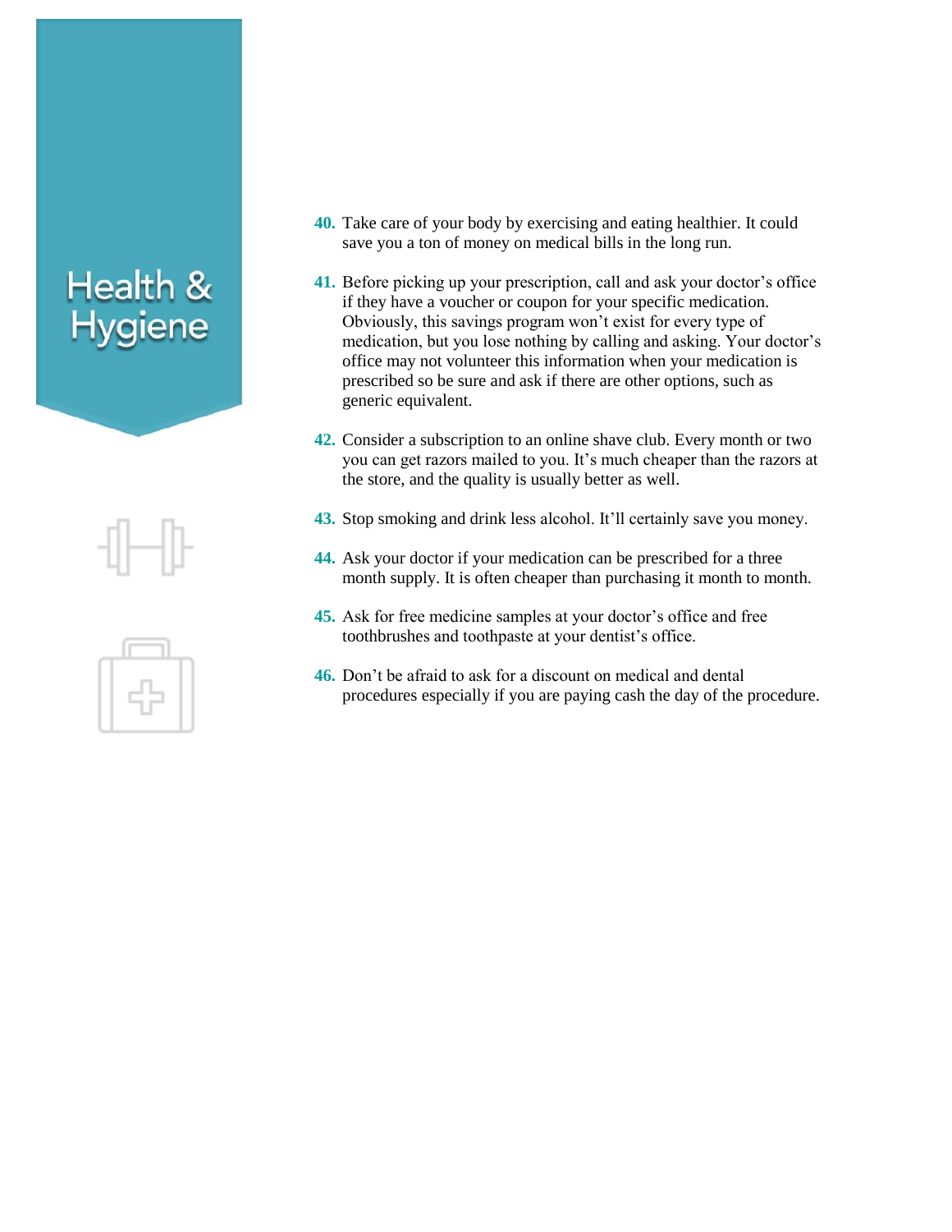# Health & Hygiene

40. Take care of your body by exercising and eating healthier. It could save you a ton of money on medical bills in the long run.

41. Before picking up your prescription, call and ask your doctor's office if they have a voucher or coupon for your specific medication. Obviously, this savings program won't exist for every type of medication, but you lose nothing by calling and asking. Your doctor's office may not volunteer this information when your medication is prescribed so be sure and ask if there are other options, such as generic equivalent.

42. Consider a subscription to an online shave club. Every month or two you can get razors mailed to you. It's much cheaper than the razors at the store, and the quality is usually better as well.

43. Stop smoking and drink less alcohol. It'll certainly save you money.

44. Ask your doctor if your medication can be prescribed for a three month supply. It is often cheaper than purchasing it month to month.

45. Ask for free medicine samples at your doctor's office and free toothbrushes and toothpaste at your dentist's office.

46. Don't be afraid to ask for a discount on medical and dental procedures especially if you are paying cash the day of the procedure.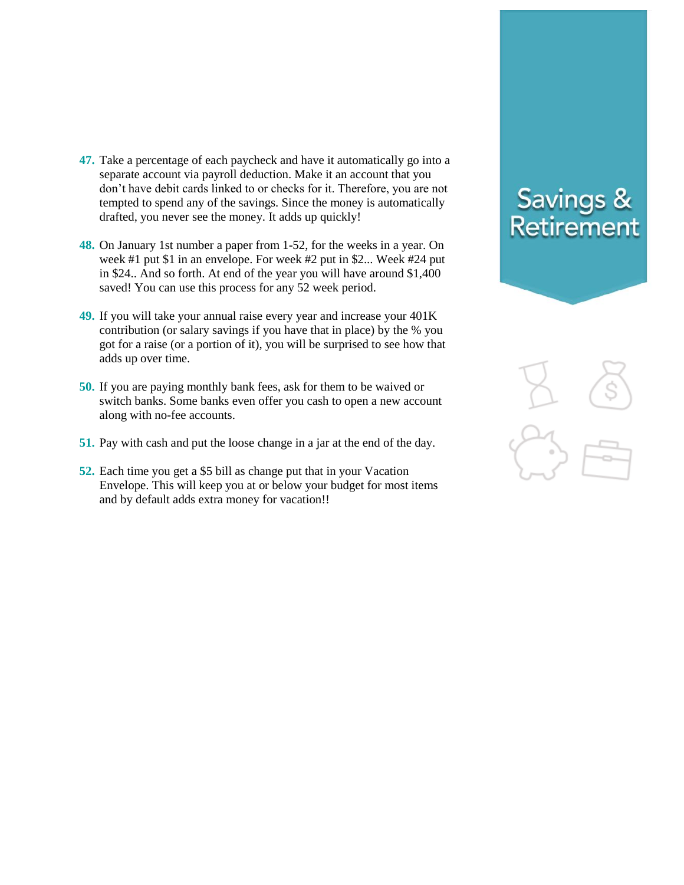## Savings & Retirement

47. Take a percentage of each paycheck and have it automatically go into a separate account via payroll deduction. Make it an account that you don't have debit cards linked to or checks for it. Therefore, you are not tempted to spend any of the savings. Since the money is automatically drafted, you never see the money. It adds up quickly!

48. On January 1st number a paper from 1-52, for the weeks in a year. On week #1 put $1 in an envelope. For week #2 put in $2... Week #24 put in $24.. And so forth. At end of the year you will have around $1,400 saved! You can use this process for any 52 week period.

49. If you will take your annual raise every year and increase your 401K contribution (or salary savings if you have that in place) by the % you got for a raise (or a portion of it), you will be surprised to see how that adds up over time.

50. If you are paying monthly bank fees, ask for them to be waived or switch banks. Some banks even offer you cash to open a new account along with no-fee accounts.

51. Pay with cash and put the loose change in a jar at the end of the day.

52. Each time you get a $5 bill as change put that in your Vacation Envelope. This will keep you at or below your budget for most items and by default adds extra money for vacation!!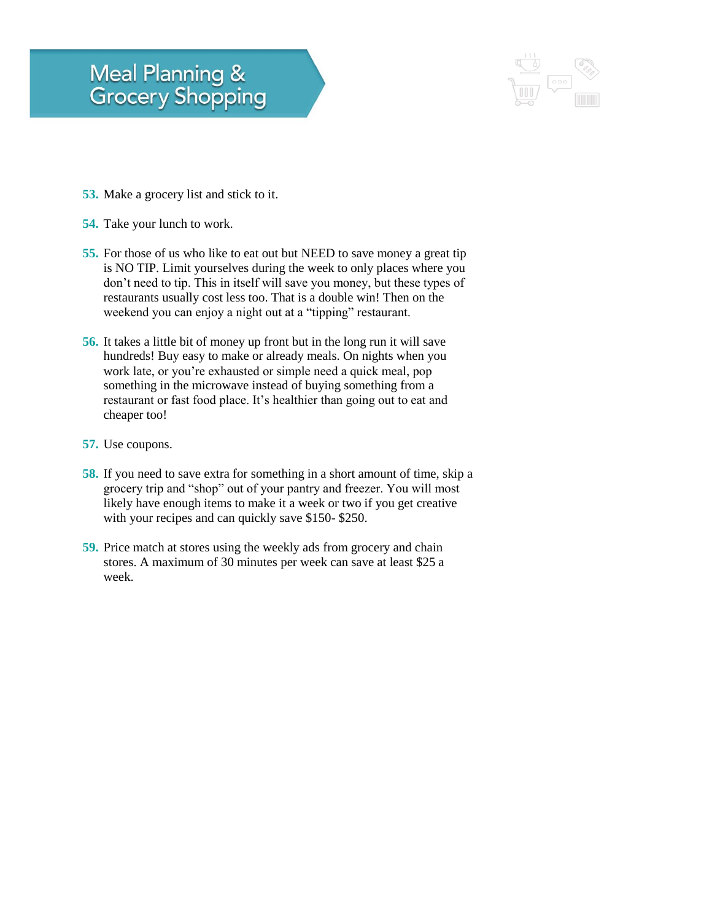# Meal Planning & Grocery Shopping

53. Make a grocery list and stick to it.

54. Take your lunch to work.

55. For those of us who like to eat out but NEED to save money a great tip is NO TIP. Limit yourselves during the week to only places where you don't need to tip. This in itself will save you money, but these types of restaurants usually cost less too. That is a double win! Then on the weekend you can enjoy a night out at a "tipping" restaurant.

56. It takes a little bit of money up front but in the long run it will save hundreds! Buy easy to make or already meals. On nights when you work late, or you're exhausted or simple need a quick meal, pop something in the microwave instead of buying something from a restaurant or fast food place. It's healthier than going out to eat and cheaper too!

57. Use coupons.

58. If you need to save extra for something in a short amount of time, skip a grocery trip and "shop" out of your pantry and freezer. You will most likely have enough items to make it a week or two if you get creative with your recipes and can quickly save $150- $250.

59. Price match at stores using the weekly ads from grocery and chain stores. A maximum of 30 minutes per week can save at least $25 a week.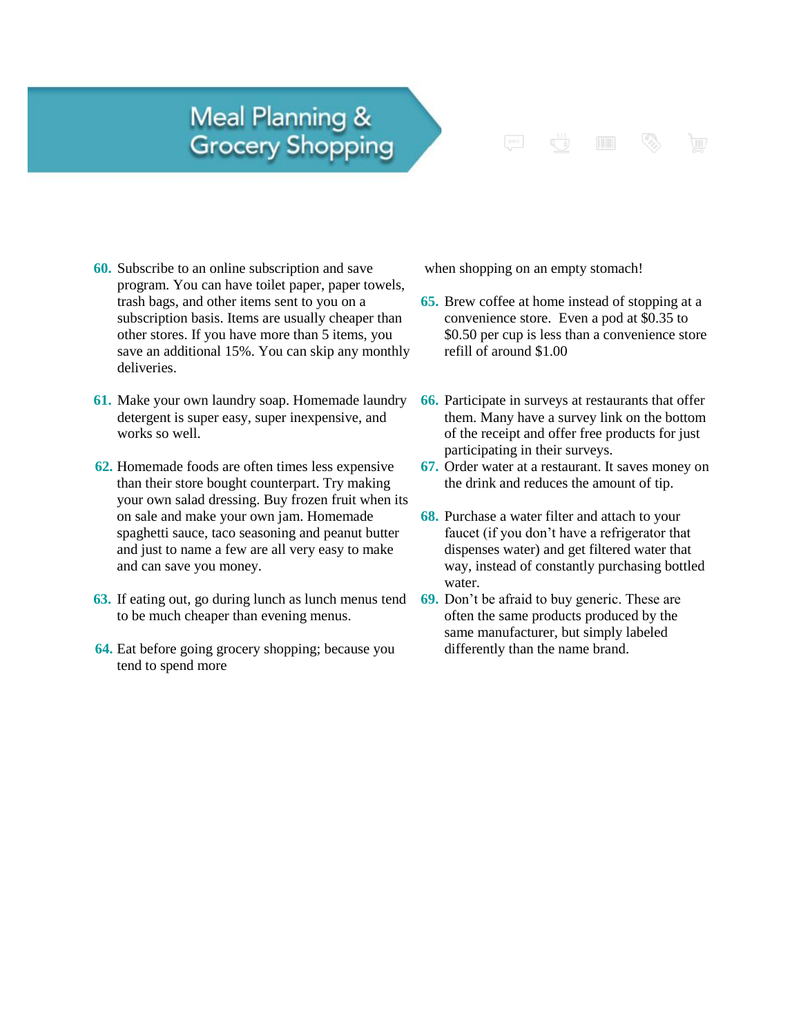# Meal Planning & Grocery Shopping

60. Subscribe to an online subscription and save program. You can have toilet paper, paper towels, trash bags, and other items sent to you on a subscription basis. Items are usually cheaper than other stores. If you have more than 5 items, you save an additional 15%. You can skip any monthly deliveries.

61. Make your own laundry soap. Homemade laundry detergent is super easy, super inexpensive, and works so well.

62. Homemade foods are often times less expensive than their store bought counterpart. Try making your own salad dressing. Buy frozen fruit when its on sale and make your own jam. Homemade spaghetti sauce, taco seasoning and peanut butter and just to name a few are all very easy to make and can save you money.

63. If eating out, go during lunch as lunch menus tend to be much cheaper than evening menus.

64. Eat before going grocery shopping; because you tend to spend more when shopping on an empty stomach!

65. Brew coffee at home instead of stopping at a convenience store. Even a pod at $0.35 to $0.50 per cup is less than a convenience store refill of around $1.00

66. Participate in surveys at restaurants that offer them. Many have a survey link on the bottom of the receipt and offer free products for just participating in their surveys.

67. Order water at a restaurant. It saves money on the drink and reduces the amount of tip.

68. Purchase a water filter and attach to your faucet (if you don't have a refrigerator that dispenses water) and get filtered water that way, instead of constantly purchasing bottled water.

69. Don't be afraid to buy generic. These are often the same products produced by the same manufacturer, but simply labeled differently than the name brand.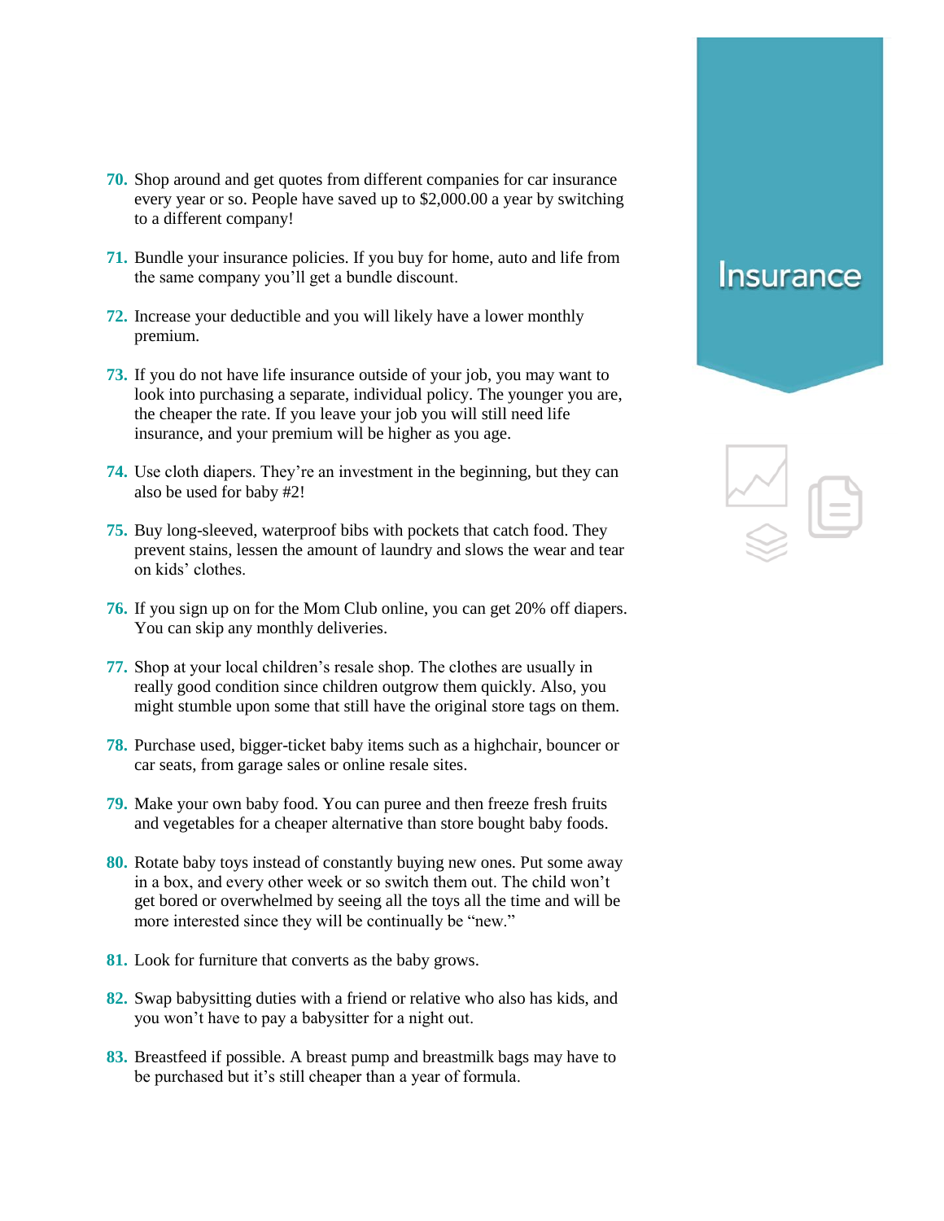## Insurance

70. Shop around and get quotes from different companies for car insurance every year or so. People have saved up to $2,000.00 a year by switching to a different company!

71. Bundle your insurance policies. If you buy for home, auto and life from the same company you'll get a bundle discount.

72. Increase your deductible and you will likely have a lower monthly premium.

73. If you do not have life insurance outside of your job, you may want to look into purchasing a separate, individual policy. The younger you are, the cheaper the rate. If you leave your job you will still need life insurance, and your premium will be higher as you age.

74. Use cloth diapers. They're an investment in the beginning, but they can also be used for baby #2!

75. Buy long-sleeved, waterproof bibs with pockets that catch food. They prevent stains, lessen the amount of laundry and slows the wear and tear on kids' clothes.

76. If you sign up on for the Mom Club online, you can get 20% off diapers. You can skip any monthly deliveries.

77. Shop at your local children's resale shop. The clothes are usually in really good condition since children outgrow them quickly. Also, you might stumble upon some that still have the original store tags on them.

78. Purchase used, bigger-ticket baby items such as a highchair, bouncer or car seats, from garage sales or online resale sites.

79. Make your own baby food. You can puree and then freeze fresh fruits and vegetables for a cheaper alternative than store bought baby foods.

80. Rotate baby toys instead of constantly buying new ones. Put some away in a box, and every other week or so switch them out. The child won't get bored or overwhelmed by seeing all the toys all the time and will be more interested since they will be continually be "new."

81. Look for furniture that converts as the baby grows.

82. Swap babysitting duties with a friend or relative who also has kids, and you won't have to pay a babysitter for a night out.

83. Breastfeed if possible. A breast pump and breastmilk bags may have to be purchased but it's still cheaper than a year of formula.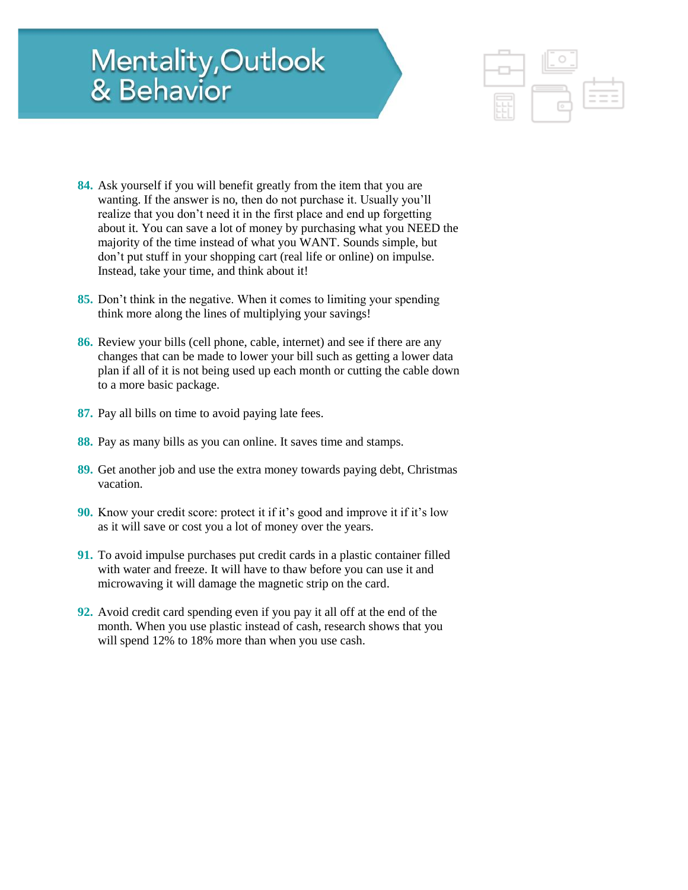# Mentality, Outlook & Behavior

84. Ask yourself if you will benefit greatly from the item that you are wanting. If the answer is no, then do not purchase it. Usually you'll realize that you don't need it in the first place and end up forgetting about it. You can save a lot of money by purchasing what you NEED the majority of the time instead of what you WANT. Sounds simple, but don't put stuff in your shopping cart (real life or online) on impulse. Instead, take your time, and think about it!

85. Don't think in the negative. When it comes to limiting your spending think more along the lines of multiplying your savings!

86. Review your bills (cell phone, cable, internet) and see if there are any changes that can be made to lower your bill such as getting a lower data plan if all of it is not being used up each month or cutting the cable down to a more basic package.

87. Pay all bills on time to avoid paying late fees.

88. Pay as many bills as you can online. It saves time and stamps.

89. Get another job and use the extra money towards paying debt, Christmas vacation.

90. Know your credit score: protect it if it's good and improve it if it's low as it will save or cost you a lot of money over the years.

91. To avoid impulse purchases put credit cards in a plastic container filled with water and freeze. It will have to thaw before you can use it and microwaving it will damage the magnetic strip on the card.

92. Avoid credit card spending even if you pay it all off at the end of the month. When you use plastic instead of cash, research shows that you will spend 12% to 18% more than when you use cash.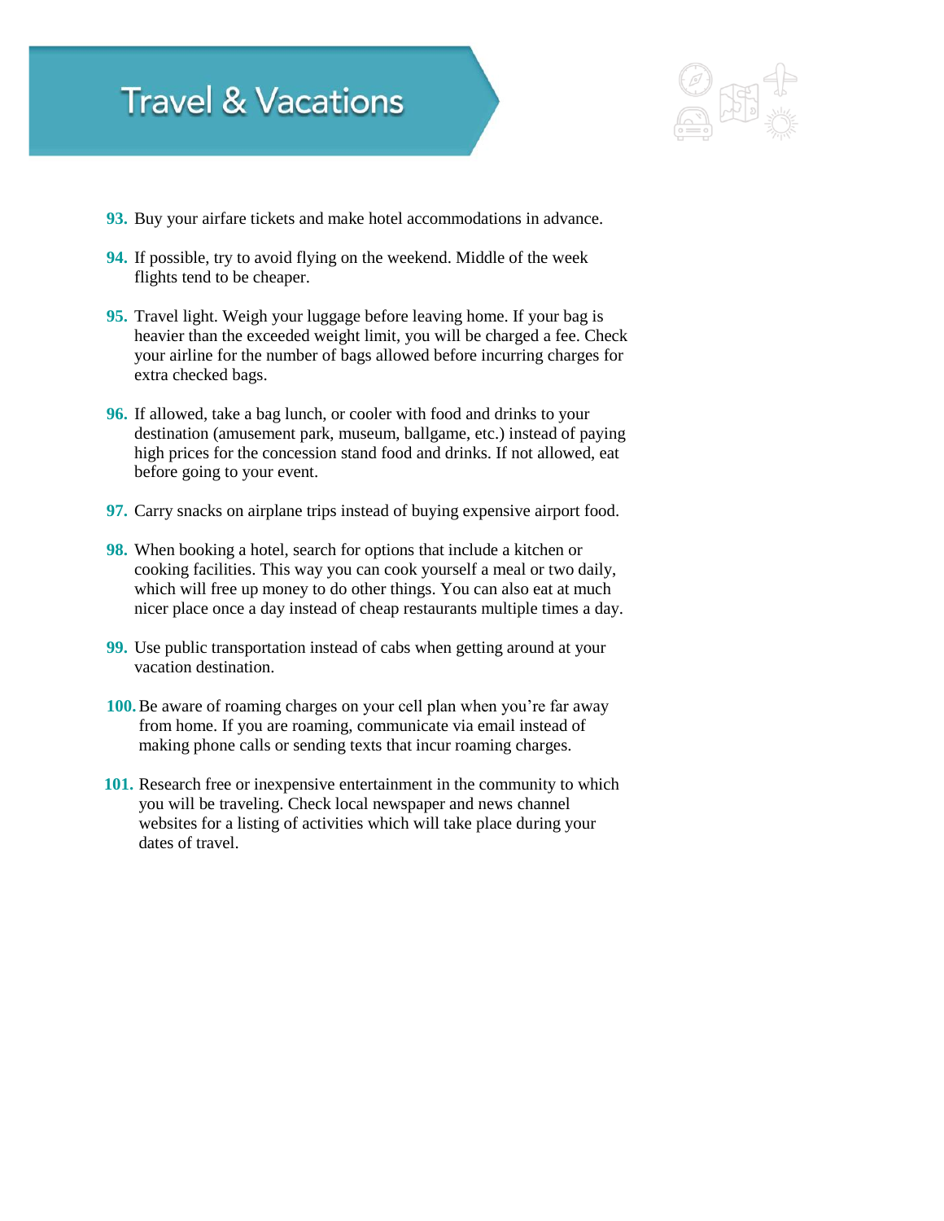# Travel & Vacations

93. Buy your airfare tickets and make hotel accommodations in advance.

94. If possible, try to avoid flying on the weekend. Middle of the week flights tend to be cheaper.

95. Travel light. Weigh your luggage before leaving home. If your bag is heavier than the exceeded weight limit, you will be charged a fee. Check your airline for the number of bags allowed before incurring charges for extra checked bags.

96. If allowed, take a bag lunch, or cooler with food and drinks to your destination (amusement park, museum, ballgame, etc.) instead of paying high prices for the concession stand food and drinks. If not allowed, eat before going to your event.

97. Carry snacks on airplane trips instead of buying expensive airport food.

98. When booking a hotel, search for options that include a kitchen or cooking facilities. This way you can cook yourself a meal or two daily, which will free up money to do other things. You can also eat at much nicer place once a day instead of cheap restaurants multiple times a day.

99. Use public transportation instead of cabs when getting around at your vacation destination.

100. Be aware of roaming charges on your cell plan when you're far away from home. If you are roaming, communicate via email instead of making phone calls or sending texts that incur roaming charges.

101. Research free or inexpensive entertainment in the community to which you will be traveling. Check local newspaper and news channel websites for a listing of activities which will take place during your dates of travel.